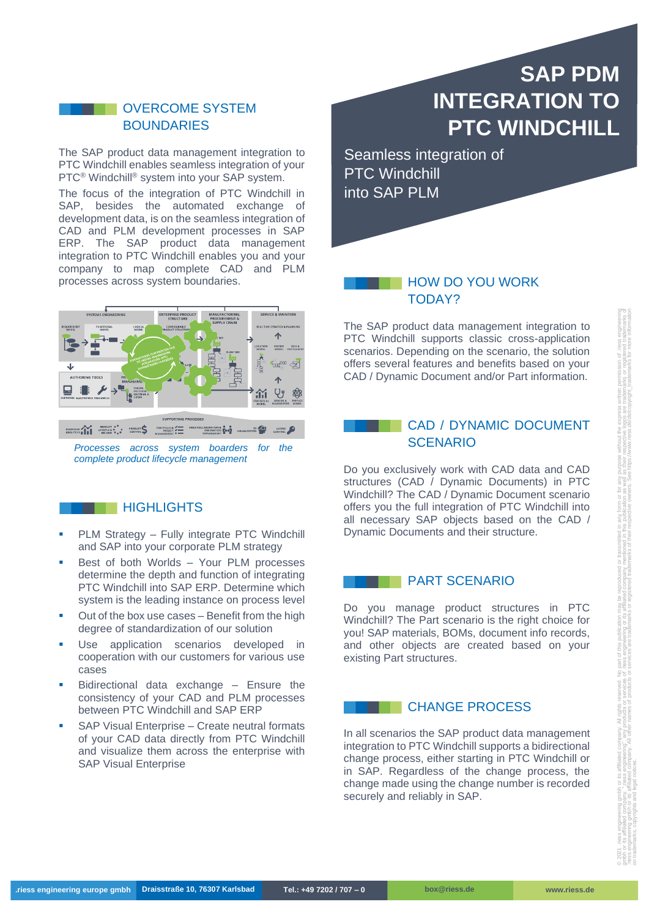# SAP PDM INTEGRATION TO PTC WINDCHILL

Seamless integration of PTC Windchill into SAP PLM

## OVERCOME SYSTEM BOUNDARIES

The SAP product data management integration to PTC Windchill enables seamless integration of your PTC® Windchill® system into your SAP system.

The focus of the integration of PTC Windchill in SAP, besides the automated exchange of development data, is on the seamless integration of CAD and PLM development processes in SAP ERP. The SAP product data management integration to PTC Windchill enables you and your company to map complete CAD and PLM processes across system boundaries.

*Processes across system boarders for the complete product lifecycle management*

## HIGHLIGHTS

- PLM Strategy – Fully integrate PTC Windchill and SAP into your corporate PLM strategy
- Best of both Worlds – Your PLM processes determine the depth and function of integrating PTC Windchill into SAP ERP. Determine which system is the leading instance on process level
- Out of the box use cases – Benefit from the high degree of standardization of our solution
- Use application scenarios developed in cooperation with our customers for various use cases
- Bidirectional data exchange – Ensure the consistency of your CAD and PLM processes between PTC Windchill and SAP ERP
- SAP Visual Enterprise – Create neutral formats of your CAD data directly from PTC Windchill and visualize them across the enterprise with SAP Visual Enterprise

## HOW DO YOU WORK TODAY?

The SAP product data management integration to PTC Windchill supports classic cross-application scenarios. Depending on the scenario, the solution offers several features and benefits based on your CAD / Dynamic Document and/or Part information.

## CAD / DYNAMIC DOCUMENT SCENARIO

Do you exclusively work with CAD data and CAD structures (CAD / Dynamic Documents) in PTC Windchill? The CAD / Dynamic Document scenario offers you the full integration of PTC Windchill into all necessary SAP objects based on the CAD / Dynamic Documents and their structure.

## PART SCENARIO

Do you manage product structures in PTC Windchill? The Part scenario is the right choice for you! SAP materials, BOMs, document info records, and other objects are created based on your existing Part structures.

## CHANGE PROCESS

In all scenarios the SAP product data management integration to PTC Windchill supports a bidirectional change process, either starting in PTC Windchill or in SAP. Regardless of the change process, the change made using the change number is recorded securely and reliably in SAP.

.riess engineering europe gmbh | Draisstraße 10, 76307 Karlsbad | Tel.: +49 7202 / 707 – 0 | box@riess.de | www.riess.de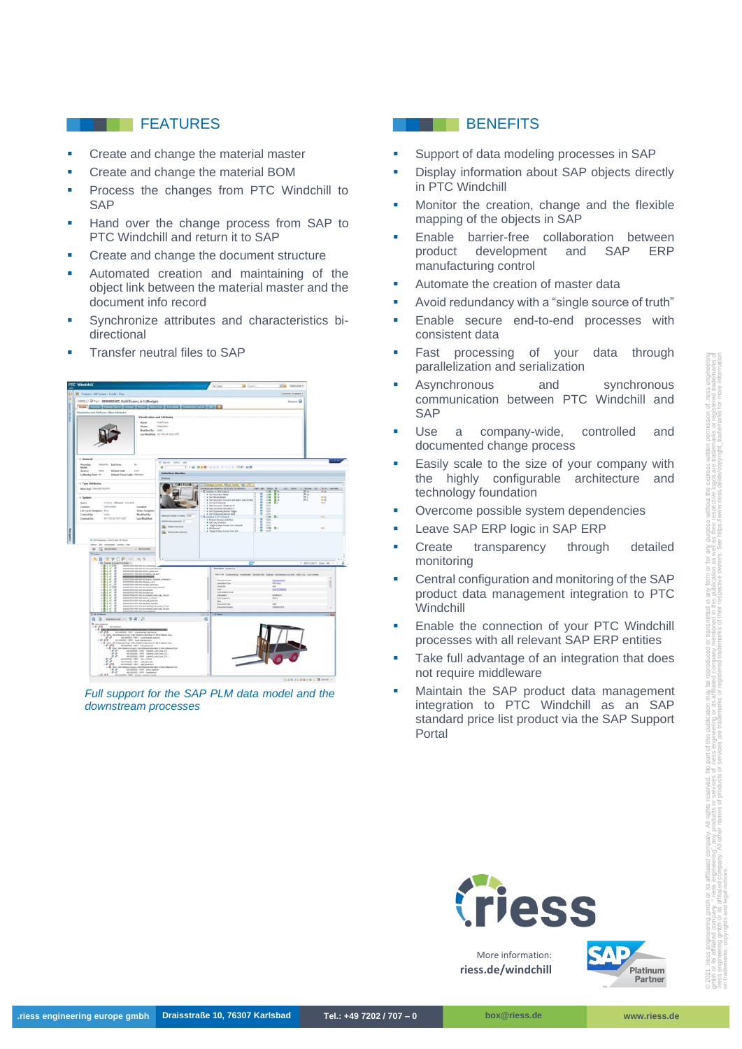## FEATURES

- Create and change the material master
- Create and change the material BOM
- Process the changes from PTC Windchill to SAP
- Hand over the change process from SAP to PTC Windchill and return it to SAP
- Create and change the document structure
- Automated creation and maintaining of the object link between the material master and the document info record
- Synchronize attributes and characteristics bi-directional
- Transfer neutral files to SAP

*Full support for the SAP PLM data model and the downstream processes*

## BENEFITS

- Support of data modeling processes in SAP
- Display information about SAP objects directly in PTC Windchill
- Monitor the creation, change and the flexible mapping of the objects in SAP
- Enable barrier-free collaboration between product development and SAP ERP manufacturing control
- Automate the creation of master data
- Avoid redundancy with a "single source of truth"
- Enable secure end-to-end processes with consistent data
- Fast processing of your data through parallelization and serialization
- Asynchronous and synchronous communication between PTC Windchill and SAP
- Use a company-wide, controlled and documented change process
- Easily scale to the size of your company with the highly configurable architecture and technology foundation
- Overcome possible system dependencies
- Leave SAP ERP logic in SAP ERP
- Create transparency through detailed monitoring
- Central configuration and monitoring of the SAP product data management integration to PTC Windchill
- Enable the connection of your PTC Windchill processes with all relevant SAP ERP entities
- Take full advantage of an integration that does not require middleware
- Maintain the SAP product data management integration to PTC Windchill as an SAP standard price list product via the SAP Support Portal

riess

More information:
**riess.de/windchill**

SAP Platinum Partner

© 2021 .riess engineering gmbh or its affiliated company. All rights reserved. No part of this publication may be reproduced or transmitted in any form or for any purpose without the express written permission of .riess engineering gmbh or its affiliated company. .riess engineering, any products or services of .riess engineering and respective logos are trademarks or registered trademarks of .riess engineering gmbh or its affiliated company. All other names of products or services are trademarks or registered trademarks of their respective owners. See https://www.riess.de/de/copyright_trademarks for more information on trademarks, copyrights and legal notices.

| | | | | |
|---|---|---|---|---|
| .riess engineering europe gmbh | Draisstraße 10, 76307 Karlsbad | Tel.: +49 7202 / 707 – 0 | box@riess.de | www.riess.de |